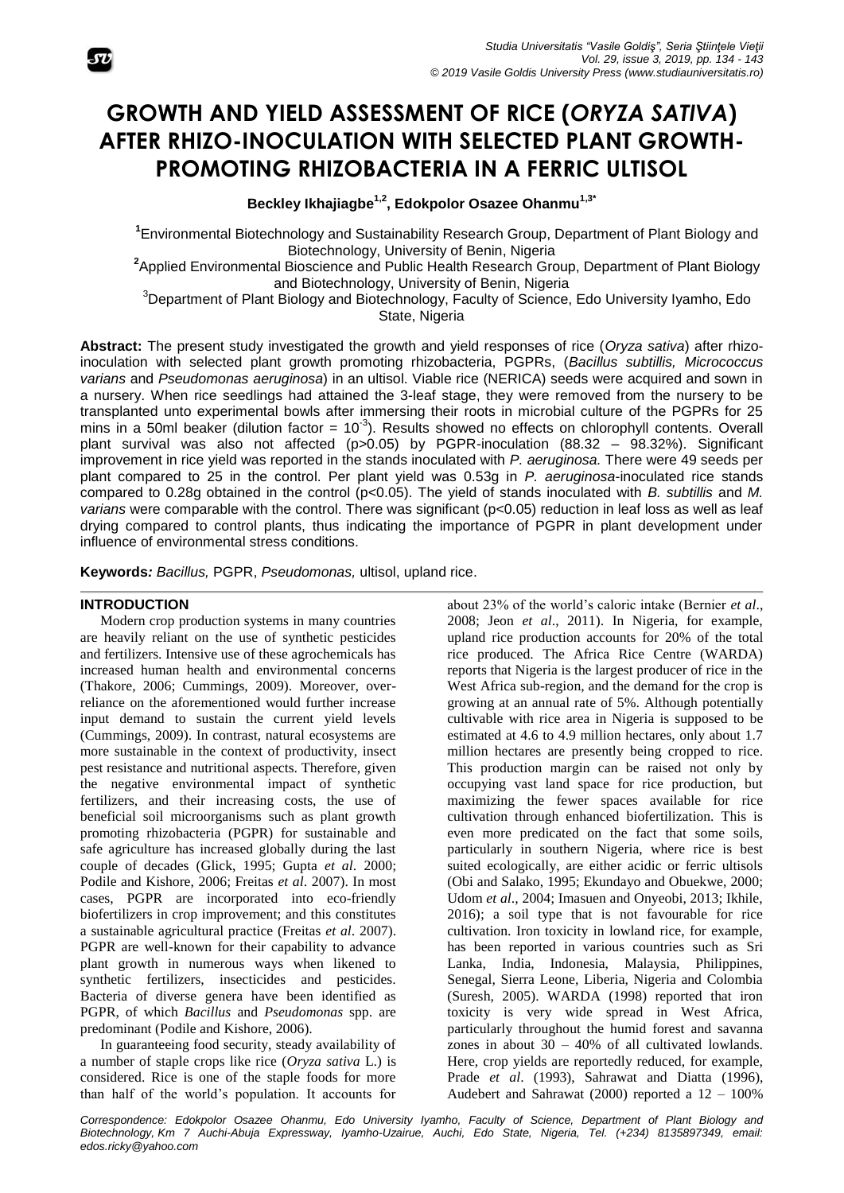# GROWTH AND YIELD ASSESSMENT OF RICE (*ORYZA SATIVA*) AFTER RHIZO-INOCULATION WITH SELECTED PLANT GROWTH-PROMOTING RHIZOBACTERIA IN A FERRIC ULTISOL

**Beckley Ikhajiagbe[1,2], Edokpolor Osazee Ohanmu[1,3*]**

[1]Environmental Biotechnology and Sustainability Research Group, Department of Plant Biology and Biotechnology, University of Benin, Nigeria

[2]Applied Environmental Bioscience and Public Health Research Group, Department of Plant Biology and Biotechnology, University of Benin, Nigeria

[3]Department of Plant Biology and Biotechnology, Faculty of Science, Edo University Iyamho, Edo State, Nigeria

**Abstract:** The present study investigated the growth and yield responses of rice (*Oryza sativa*) after rhizo-inoculation with selected plant growth promoting rhizobacteria, PGPRs, (*Bacillus subtillis, Micrococcus varians* and *Pseudomonas aeruginosa*) in an ultisol. Viable rice (NERICA) seeds were acquired and sown in a nursery. When rice seedlings had attained the 3-leaf stage, they were removed from the nursery to be transplanted unto experimental bowls after immersing their roots in microbial culture of the PGPRs for 25 mins in a 50ml beaker (dilution factor = $10^{-3}$). Results showed no effects on chlorophyll contents. Overall plant survival was also not affected ($p>0.05$) by PGPR-inoculation (88.32 – 98.32%). Significant improvement in rice yield was reported in the stands inoculated with *P. aeruginosa.* There were 49 seeds per plant compared to 25 in the control. Per plant yield was 0.53g in *P. aeruginosa*-inoculated rice stands compared to 0.28g obtained in the control ($p<0.05$). The yield of stands inoculated with *B. subtillis* and *M. varians* were comparable with the control. There was significant ($p<0.05$) reduction in leaf loss as well as leaf drying compared to control plants, thus indicating the importance of PGPR in plant development under influence of environmental stress conditions.

**Keywords***:* *Bacillus,* PGPR, *Pseudomonas,* ultisol, upland rice.

## INTRODUCTION

Modern crop production systems in many countries are heavily reliant on the use of synthetic pesticides and fertilizers. Intensive use of these agrochemicals has increased human health and environmental concerns (Thakore, 2006; Cummings, 2009). Moreover, over-reliance on the aforementioned would further increase input demand to sustain the current yield levels (Cummings, 2009). In contrast, natural ecosystems are more sustainable in the context of productivity, insect pest resistance and nutritional aspects. Therefore, given the negative environmental impact of synthetic fertilizers, and their increasing costs, the use of beneficial soil microorganisms such as plant growth promoting rhizobacteria (PGPR) for sustainable and safe agriculture has increased globally during the last couple of decades (Glick, 1995; Gupta *et al*. 2000; Podile and Kishore, 2006; Freitas *et al*. 2007). In most cases, PGPR are incorporated into eco-friendly biofertilizers in crop improvement; and this constitutes a sustainable agricultural practice (Freitas *et al*. 2007). PGPR are well-known for their capability to advance plant growth in numerous ways when likened to synthetic fertilizers, insecticides and pesticides. Bacteria of diverse genera have been identified as PGPR, of which *Bacillus* and *Pseudomonas* spp. are predominant (Podile and Kishore, 2006).

In guaranteeing food security, steady availability of a number of staple crops like rice (*Oryza sativa* L.) is considered. Rice is one of the staple foods for more than half of the world's population. It accounts for about 23% of the world's caloric intake (Bernier *et al*., 2008; Jeon *et al*., 2011). In Nigeria, for example, upland rice production accounts for 20% of the total rice produced. The Africa Rice Centre (WARDA) reports that Nigeria is the largest producer of rice in the West Africa sub-region, and the demand for the crop is growing at an annual rate of 5%. Although potentially cultivable with rice area in Nigeria is supposed to be estimated at 4.6 to 4.9 million hectares, only about 1.7 million hectares are presently being cropped to rice. This production margin can be raised not only by occupying vast land space for rice production, but maximizing the fewer spaces available for rice cultivation through enhanced biofertilization. This is even more predicated on the fact that some soils, particularly in southern Nigeria, where rice is best suited ecologically, are either acidic or ferric ultisols (Obi and Salako, 1995; Ekundayo and Obuekwe, 2000; Udom *et al*., 2004; Imasuen and Onyeobi, 2013; Ikhile, 2016); a soil type that is not favourable for rice cultivation. Iron toxicity in lowland rice, for example, has been reported in various countries such as Sri Lanka, India, Indonesia, Malaysia, Philippines, Senegal, Sierra Leone, Liberia, Nigeria and Colombia (Suresh, 2005). WARDA (1998) reported that iron toxicity is very wide spread in West Africa, particularly throughout the humid forest and savanna zones in about 30 – 40% of all cultivated lowlands. Here, crop yields are reportedly reduced, for example, Prade *et al*. (1993), Sahrawat and Diatta (1996), Audebert and Sahrawat (2000) reported a 12 – 100%

*Correspondence: Edokpolor Osazee Ohanmu, Edo University Iyamho, Faculty of Science, Department of Plant Biology and Biotechnology, Km 7 Auchi-Abuja Expressway, Iyamho-Uzairue, Auchi, Edo State, Nigeria, Tel. (+234) 8135897349, email: edos.ricky@yahoo.com*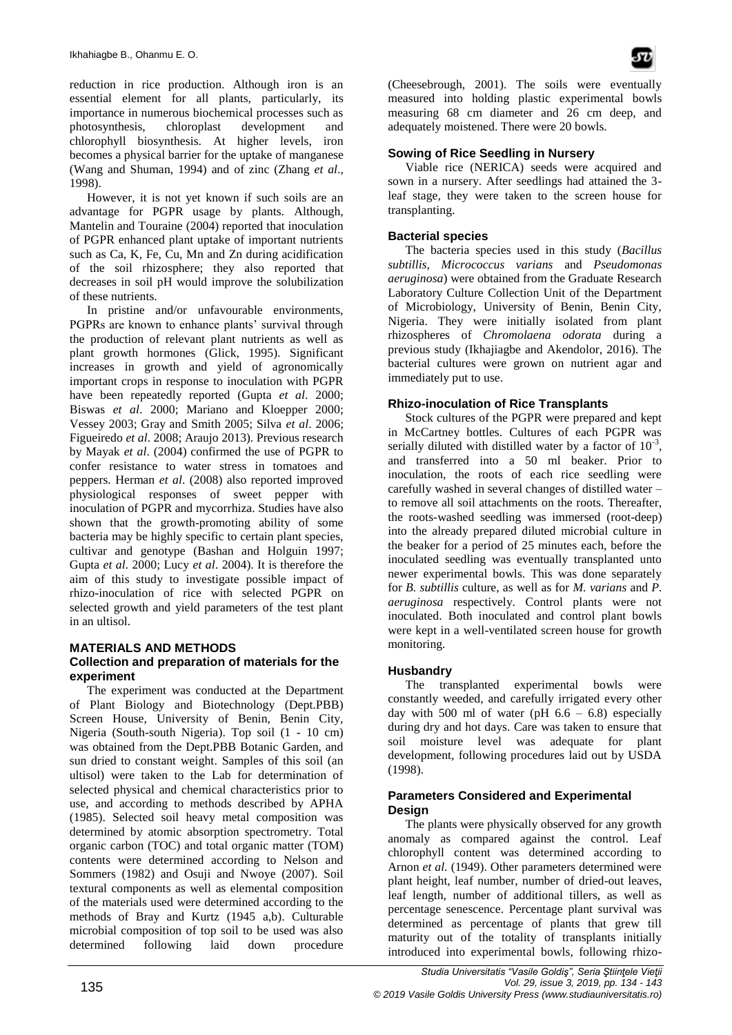reduction in rice production. Although iron is an essential element for all plants, particularly, its importance in numerous biochemical processes such as photosynthesis, chloroplast development and chlorophyll biosynthesis. At higher levels, iron becomes a physical barrier for the uptake of manganese (Wang and Shuman, 1994) and of zinc (Zhang *et al*., 1998).

However, it is not yet known if such soils are an advantage for PGPR usage by plants. Although, Mantelin and Touraine (2004) reported that inoculation of PGPR enhanced plant uptake of important nutrients such as Ca, K, Fe, Cu, Mn and Zn during acidification of the soil rhizosphere; they also reported that decreases in soil pH would improve the solubilization of these nutrients.

In pristine and/or unfavourable environments, PGPRs are known to enhance plants' survival through the production of relevant plant nutrients as well as plant growth hormones (Glick, 1995). Significant increases in growth and yield of agronomically important crops in response to inoculation with PGPR have been repeatedly reported (Gupta *et al*. 2000; Biswas *et al*. 2000; Mariano and Kloepper 2000; Vessey 2003; Gray and Smith 2005; Silva *et al*. 2006; Figueiredo *et al*. 2008; Araujo 2013). Previous research by Mayak *et al*. (2004) confirmed the use of PGPR to confer resistance to water stress in tomatoes and peppers. Herman *et al*. (2008) also reported improved physiological responses of sweet pepper with inoculation of PGPR and mycorrhiza. Studies have also shown that the growth-promoting ability of some bacteria may be highly specific to certain plant species, cultivar and genotype (Bashan and Holguin 1997; Gupta *et al*. 2000; Lucy *et al*. 2004). It is therefore the aim of this study to investigate possible impact of rhizo-inoculation of rice with selected PGPR on selected growth and yield parameters of the test plant in an ultisol.

## MATERIALS AND METHODS

### Collection and preparation of materials for the experiment

The experiment was conducted at the Department of Plant Biology and Biotechnology (Dept.PBB) Screen House, University of Benin, Benin City, Nigeria (South-south Nigeria). Top soil (1 - 10 cm) was obtained from the Dept.PBB Botanic Garden, and sun dried to constant weight. Samples of this soil (an ultisol) were taken to the Lab for determination of selected physical and chemical characteristics prior to use, and according to methods described by APHA (1985). Selected soil heavy metal composition was determined by atomic absorption spectrometry. Total organic carbon (TOC) and total organic matter (TOM) contents were determined according to Nelson and Sommers (1982) and Osuji and Nwoye (2007). Soil textural components as well as elemental composition of the materials used were determined according to the methods of Bray and Kurtz (1945 a,b). Culturable microbial composition of top soil to be used was also determined following laid down procedure (Cheesebrough, 2001). The soils were eventually measured into holding plastic experimental bowls measuring 68 cm diameter and 26 cm deep, and adequately moistened. There were 20 bowls.

### Sowing of Rice Seedling in Nursery

Viable rice (NERICA) seeds were acquired and sown in a nursery. After seedlings had attained the 3-leaf stage, they were taken to the screen house for transplanting.

### Bacterial species

The bacteria species used in this study (*Bacillus subtillis*, *Micrococcus varians* and *Pseudomonas aeruginosa*) were obtained from the Graduate Research Laboratory Culture Collection Unit of the Department of Microbiology, University of Benin, Benin City, Nigeria. They were initially isolated from plant rhizospheres of *Chromolaena odorata* during a previous study (Ikhajiagbe and Akendolor, 2016). The bacterial cultures were grown on nutrient agar and immediately put to use.

### Rhizo-inoculation of Rice Transplants

Stock cultures of the PGPR were prepared and kept in McCartney bottles. Cultures of each PGPR was serially diluted with distilled water by a factor of $10^{-3}$, and transferred into a 50 ml beaker. Prior to inoculation, the roots of each rice seedling were carefully washed in several changes of distilled water – to remove all soil attachments on the roots. Thereafter, the roots-washed seedling was immersed (root-deep) into the already prepared diluted microbial culture in the beaker for a period of 25 minutes each, before the inoculated seedling was eventually transplanted unto newer experimental bowls. This was done separately for *B. subtillis* culture, as well as for *M. varians* and *P. aeruginosa* respectively. Control plants were not inoculated. Both inoculated and control plant bowls were kept in a well-ventilated screen house for growth monitoring.

### Husbandry

The transplanted experimental bowls were constantly weeded, and carefully irrigated every other day with 500 ml of water (pH 6.6 – 6.8) especially during dry and hot days. Care was taken to ensure that soil moisture level was adequate for plant development, following procedures laid out by USDA (1998).

### Parameters Considered and Experimental Design

The plants were physically observed for any growth anomaly as compared against the control. Leaf chlorophyll content was determined according to Arnon *et al.* (1949). Other parameters determined were plant height, leaf number, number of dried-out leaves, leaf length, number of additional tillers, as well as percentage senescence. Percentage plant survival was determined as percentage of plants that grew till maturity out of the totality of transplants initially introduced into experimental bowls, following rhizo-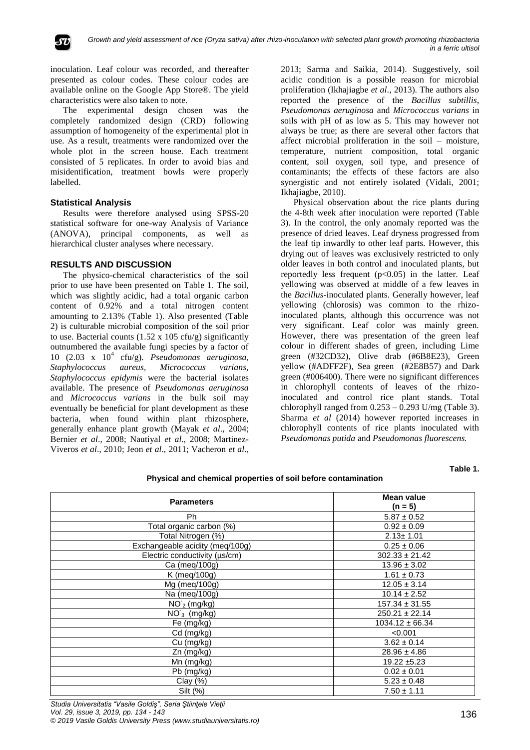inoculation. Leaf colour was recorded, and thereafter presented as colour codes. These colour codes are available online on the Google App Store®. The yield characteristics were also taken to note.

The experimental design chosen was the completely randomized design (CRD) following assumption of homogeneity of the experimental plot in use. As a result, treatments were randomized over the whole plot in the screen house. Each treatment consisted of 5 replicates. In order to avoid bias and misidentification, treatment bowls were properly labelled.

### Statistical Analysis

Results were therefore analysed using SPSS-20 statistical software for one-way Analysis of Variance (ANOVA), principal components, as well as hierarchical cluster analyses where necessary.

## RESULTS AND DISCUSSION

The physico-chemical characteristics of the soil prior to use have been presented on Table 1. The soil, which was slightly acidic, had a total organic carbon content of 0.92% and a total nitrogen content amounting to 2.13% (Table 1). Also presented (Table 2) is culturable microbial composition of the soil prior to use. Bacterial counts (1.52 x 105 cfu/g) significantly outnumbered the available fungi species by a factor of 10 (2.03 x $10^4$ cfu/g). *Pseudomonas aeruginosa, Staphylococcus aureus, Micrococcus varians, Staphylococcus epidymis* were the bacterial isolates available. The presence of *Pseudomonas aeruginosa* and *Micrococcus varians* in the bulk soil may eventually be beneficial for plant development as these bacteria, when found within plant rhizosphere, generally enhance plant growth (Mayak *et al*., 2004; Bernier *et al*., 2008; Nautiyal *et al*., 2008; Martinez-Viveros *et al*., 2010; Jeon *et al*., 2011; Vacheron *et al*., 2013; Sarma and Saikia, 2014). Suggestively, soil acidic condition is a possible reason for microbial proliferation (Ikhajiagbe *et al*., 2013). The authors also reported the presence of the *Bacillus subtillis*, *Pseudomonas aeruginosa* and *Micrococcus varians* in soils with pH of as low as 5. This may however not always be true; as there are several other factors that affect microbial proliferation in the soil – moisture, temperature, nutrient composition, total organic content, soil oxygen, soil type, and presence of contaminants; the effects of these factors are also synergistic and not entirely isolated (Vidali, 2001; Ikhajiagbe, 2010).

Physical observation about the rice plants during the 4-8th week after inoculation were reported (Table 3). In the control, the only anomaly reported was the presence of dried leaves. Leaf dryness progressed from the leaf tip inwardly to other leaf parts. However, this drying out of leaves was exclusively restricted to only older leaves in both control and inoculated plants, but reportedly less frequent ($p<0.05$) in the latter. Leaf yellowing was observed at middle of a few leaves in the *Bacillus*-inoculated plants. Generally however, leaf yellowing (chlorosis) was common to the rhizo-inoculated plants, although this occurrence was not very significant. Leaf color was mainly green. However, there was presentation of the green leaf colour in different shades of green, including Lime green (#32CD32), Olive drab (#6B8E23), Green yellow (#ADFF2F), Sea green (#2E8B57) and Dark green (#006400). There were no significant differences in chlorophyll contents of leaves of the rhizo-inoculated and control rice plant stands. Total chlorophyll ranged from 0.253 – 0.293 U/mg (Table 3). Sharma *et al* (2014) however reported increases in chlorophyll contents of rice plants inoculated with *Pseudomonas putida* and *Pseudomonas fluorescens.*

**Table 1.**

**Physical and chemical properties of soil before contamination**

| Parameters | Mean value (n = 5) |
|---|---|
| Ph | 5.87 ± 0.52 |
| Total organic carbon (%) | 0.92 ± 0.09 |
| Total Nitrogen (%) | 2.13± 1.01 |
| Exchangeable acidity (meq/100g) | 0.25 ± 0.06 |
| Electric conductivity (µs/cm) | 302.33 ± 21.42 |
| Ca (meq/100g) | 13.96 ± 3.02 |
| K (meq/100g) | 1.61 ± 0.73 |
| Mg (meq/100g) | 12.05 ± 3.14 |
| Na (meq/100g) | 10.14 ± 2.52 |
| $NO^-_2$ (mg/kg) | 157.34 ± 31.55 |
| $NO^-_3$ (mg/kg) | 250.21 ± 22.14 |
| Fe (mg/kg) | 1034.12 ± 66.34 |
| Cd (mg/kg) | <0.001 |
| Cu (mg/kg) | 3.62 ± 0.14 |
| Zn (mg/kg) | 28.96 ± 4.86 |
| Mn (mg/kg) | 19.22 ±5.23 |
| Pb (mg/kg) | 0.02 ± 0.01 |
| Clay (%) | 5.23 ± 0.48 |
| Silt (%) | 7.50 ± 1.11 |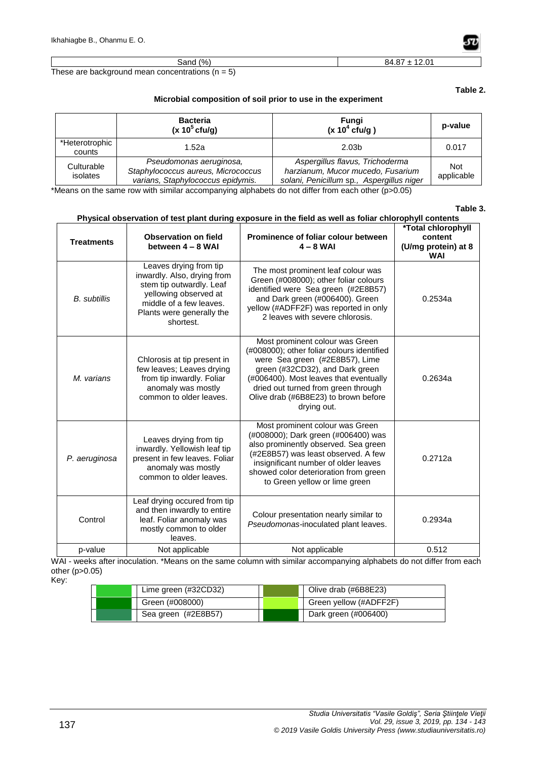| Sand (%) | 84.87 ± 12.01 |
|---|---|

These are background mean concentrations (n = 5)

**Table 2.**

**Microbial composition of soil prior to use in the experiment**

| | **Bacteria** ($x\ 10^5$ cfu/g) | **Fungi** ($x\ 10^4$ cfu/g) | **p-value** |
|---|---|---|---|
| *Heterotrophic counts | 1.52a | 2.03b | 0.017 |
| Culturable isolates | *Pseudomonas aeruginosa, Staphylococcus aureus, Micrococcus varians, Staphylococcus epidymis.* | *Aspergillus flavus, Trichoderma harzianum, Mucor mucedo, Fusarium solani, Penicillum* sp.*, Aspergillus niger* | Not applicable |

*Means on the same row with similar accompanying alphabets do not differ from each other (p>0.05)

**Table 3.**

**Physical observation of test plant during exposure in the field as well as foliar chlorophyll contents**

| **Treatments** | **Observation on field between 4 – 8 WAI** | **Prominence of foliar colour between 4 – 8 WAI** | ***Total chlorophyll content (U/mg protein) at 8 WAI** |
|---|---|---|---|
| *B. subtillis* | Leaves drying from tip inwardly. Also, drying from stem tip outwardly. Leaf yellowing observed at middle of a few leaves. Plants were generally the shortest. | The most prominent leaf colour was Green (#008000); other foliar colours identified were Sea green (#2E8B57) and Dark green (#006400). Green yellow (#ADFF2F) was reported in only 2 leaves with severe chlorosis. | 0.2534a |
| *M. varians* | Chlorosis at tip present in few leaves; Leaves drying from tip inwardly. Foliar anomaly was mostly common to older leaves. | Most prominent colour was Green (#008000); other foliar colours identified were Sea green (#2E8B57), Lime green (#32CD32), and Dark green (#006400). Most leaves that eventually dried out turned from green through Olive drab (#6B8E23) to brown before drying out. | 0.2634a |
| *P. aeruginosa* | Leaves drying from tip inwardly. Yellowish leaf tip present in few leaves. Foliar anomaly was mostly common to older leaves. | Most prominent colour was Green (#008000); Dark green (#006400) was also prominently observed. Sea green (#2E8B57) was least observed. A few insignificant number of older leaves showed color deterioration from green to Green yellow or lime green | 0.2712a |
| Control | Leaf drying occured from tip and then inwardly to entire leaf. Foliar anomaly was mostly common to older leaves. | Colour presentation nearly similar to *Pseudomonas*-inoculated plant leaves. | 0.2934a |
| p-value | Not applicable | Not applicable | 0.512 |

WAI - weeks after inoculation. *Means on the same column with similar accompanying alphabets do not differ from each other (p>0.05)

Key:

| | | | |
|---|---|---|---|
| | Lime green (#32CD32) | | Olive drab (#6B8E23) |
| | Green (#008000) | | Green yellow (#ADFF2F) |
| | Sea green (#2E8B57) | | Dark green (#006400) |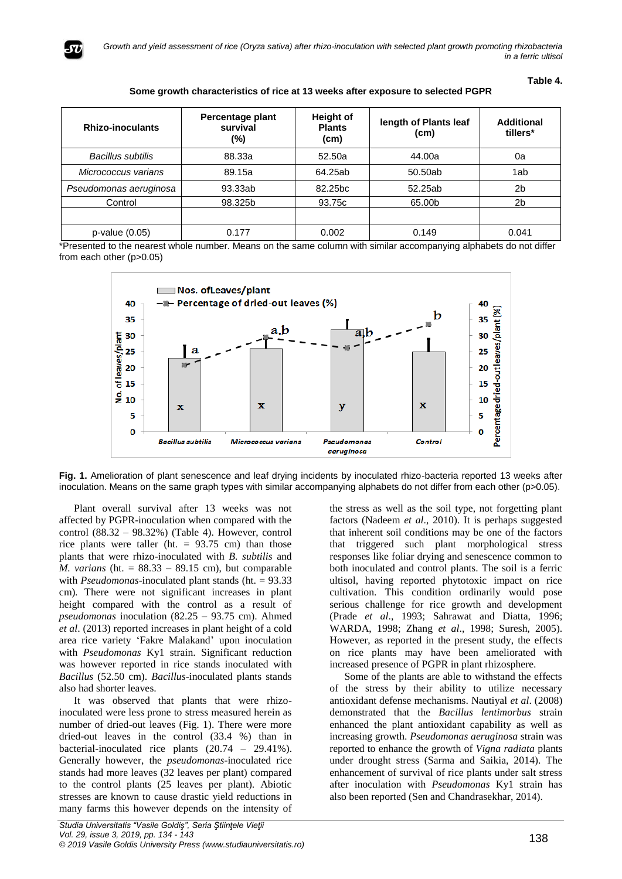**Table 4.**

**Some growth characteristics of rice at 13 weeks after exposure to selected PGPR**

| Rhizo-inoculants | Percentage plant survival (%) | Height of Plants (cm) | length of Plants leaf (cm) | Additional tillers* |
|---|---|---|---|---|
| *Bacillus subtilis* | 88.33a | 52.50a | 44.00a | 0a |
| *Micrococcus varians* | 89.15a | 64.25ab | 50.50ab | 1ab |
| *Pseudomonas aeruginosa* | 93.33ab | 82.25bc | 52.25ab | 2b |
| Control | 98.325b | 93.75c | 65.00b | 2b |
| | | | | |
| p-value (0.05) | 0.177 | 0.002 | 0.149 | 0.041 |

*Presented to the nearest whole number. Means on the same column with similar accompanying alphabets do not differ from each other (p>0.05)

**Fig. 1.** Amelioration of plant senescence and leaf drying incidents by inoculated rhizo-bacteria reported 13 weeks after inoculation. Means on the same graph types with similar accompanying alphabets do not differ from each other (p>0.05).

Plant overall survival after 13 weeks was not affected by PGPR-inoculation when compared with the control (88.32 – 98.32%) (Table 4). However, control rice plants were taller (ht. = 93.75 cm) than those plants that were rhizo-inoculated with *B. subtilis* and *M. varians* (ht. = 88.33 – 89.15 cm), but comparable with *Pseudomonas*-inoculated plant stands (ht. = 93.33 cm). There were not significant increases in plant height compared with the control as a result of *pseudomonas* inoculation (82.25 – 93.75 cm). Ahmed *et al*. (2013) reported increases in plant height of a cold area rice variety 'Fakre Malakand' upon inoculation with *Pseudomonas* Ky1 strain. Significant reduction was however reported in rice stands inoculated with *Bacillus* (52.50 cm). *Bacillus*-inoculated plants stands also had shorter leaves.

It was observed that plants that were rhizo-inoculated were less prone to stress measured herein as number of dried-out leaves (Fig. 1). There were more dried-out leaves in the control (33.4 %) than in bacterial-inoculated rice plants (20.74 – 29.41%). Generally however, the *pseudomonas*-inoculated rice stands had more leaves (32 leaves per plant) compared to the control plants (25 leaves per plant). Abiotic stresses are known to cause drastic yield reductions in many farms this however depends on the intensity of the stress as well as the soil type, not forgetting plant factors (Nadeem *et al*., 2010). It is perhaps suggested that inherent soil conditions may be one of the factors that triggered such plant morphological stress responses like foliar drying and senescence common to both inoculated and control plants. The soil is a ferric ultisol, having reported phytotoxic impact on rice cultivation. This condition ordinarily would pose serious challenge for rice growth and development (Prade *et al*., 1993; Sahrawat and Diatta, 1996; WARDA, 1998; Zhang *et al*., 1998; Suresh, 2005). However, as reported in the present study, the effects on rice plants may have been ameliorated with increased presence of PGPR in plant rhizosphere.

Some of the plants are able to withstand the effects of the stress by their ability to utilize necessary antioxidant defense mechanisms. Nautiyal *et al*. (2008) demonstrated that the *Bacillus lentimorbus* strain enhanced the plant antioxidant capability as well as increasing growth. *Pseudomonas aeruginosa* strain was reported to enhance the growth of *Vigna radiata* plants under drought stress (Sarma and Saikia, 2014). The enhancement of survival of rice plants under salt stress after inoculation with *Pseudomonas* Ky1 strain has also been reported (Sen and Chandrasekhar, 2014).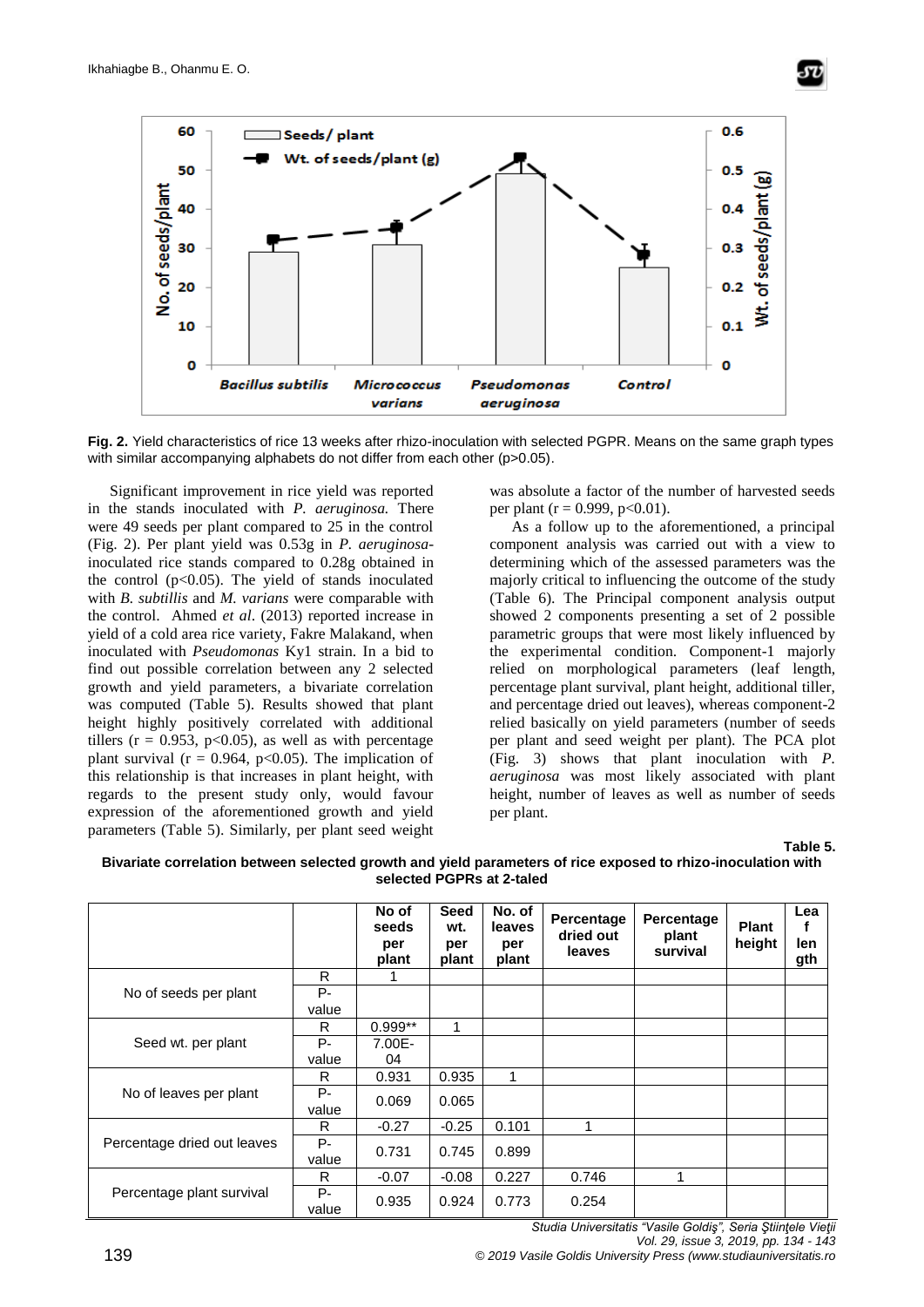**Fig. 2.** Yield characteristics of rice 13 weeks after rhizo-inoculation with selected PGPR. Means on the same graph types with similar accompanying alphabets do not differ from each other ($p>0.05$).

Significant improvement in rice yield was reported in the stands inoculated with *P. aeruginosa.* There were 49 seeds per plant compared to 25 in the control (Fig. 2). Per plant yield was 0.53g in *P. aeruginosa*-inoculated rice stands compared to 0.28g obtained in the control ($p<0.05$). The yield of stands inoculated with *B. subtillis* and *M. varians* were comparable with the control. Ahmed *et al*. (2013) reported increase in yield of a cold area rice variety, Fakre Malakand, when inoculated with *Pseudomonas* Ky1 strain. In a bid to find out possible correlation between any 2 selected growth and yield parameters, a bivariate correlation was computed (Table 5). Results showed that plant height highly positively correlated with additional tillers ($r = 0.953$, $p<0.05$), as well as with percentage plant survival ($r = 0.964$, $p<0.05$). The implication of this relationship is that increases in plant height, with regards to the present study only, would favour expression of the aforementioned growth and yield parameters (Table 5). Similarly, per plant seed weight was absolute a factor of the number of harvested seeds per plant ($r = 0.999$, $p<0.01$).

As a follow up to the aforementioned, a principal component analysis was carried out with a view to determining which of the assessed parameters was the majorly critical to influencing the outcome of the study (Table 6). The Principal component analysis output showed 2 components presenting a set of 2 possible parametric groups that were most likely influenced by the experimental condition. Component-1 majorly relied on morphological parameters (leaf length, percentage plant survival, plant height, additional tiller, and percentage dried out leaves), whereas component-2 relied basically on yield parameters (number of seeds per plant and seed weight per plant). The PCA plot (Fig. 3) shows that plant inoculation with *P. aeruginosa* was most likely associated with plant height, number of leaves as well as number of seeds per plant.

**Table 5.**

**Bivariate correlation between selected growth and yield parameters of rice exposed to rhizo-inoculation with selected PGPRs at 2-taled**

| | | No of seeds per plant | Seed wt. per plant | No. of leaves per plant | Percentage dried out leaves | Percentage plant survival | Plant height | Leaf length |
|---|---|---|---|---|---|---|---|---|
| No of seeds per plant | R | 1 | | | | | | |
| | P-value | | | | | | | |
| Seed wt. per plant | R | 0.999** | 1 | | | | | |
| | P-value | 7.00E-04 | | | | | | |
| No of leaves per plant | R | 0.931 | 0.935 | 1 | | | | |
| | P-value | 0.069 | 0.065 | | | | | |
| Percentage dried out leaves | R | -0.27 | -0.25 | 0.101 | 1 | | | |
| | P-value | 0.731 | 0.745 | 0.899 | | | | |
| Percentage plant survival | R | -0.07 | -0.08 | 0.227 | 0.746 | 1 | | |
| | P-value | 0.935 | 0.924 | 0.773 | 0.254 | | | |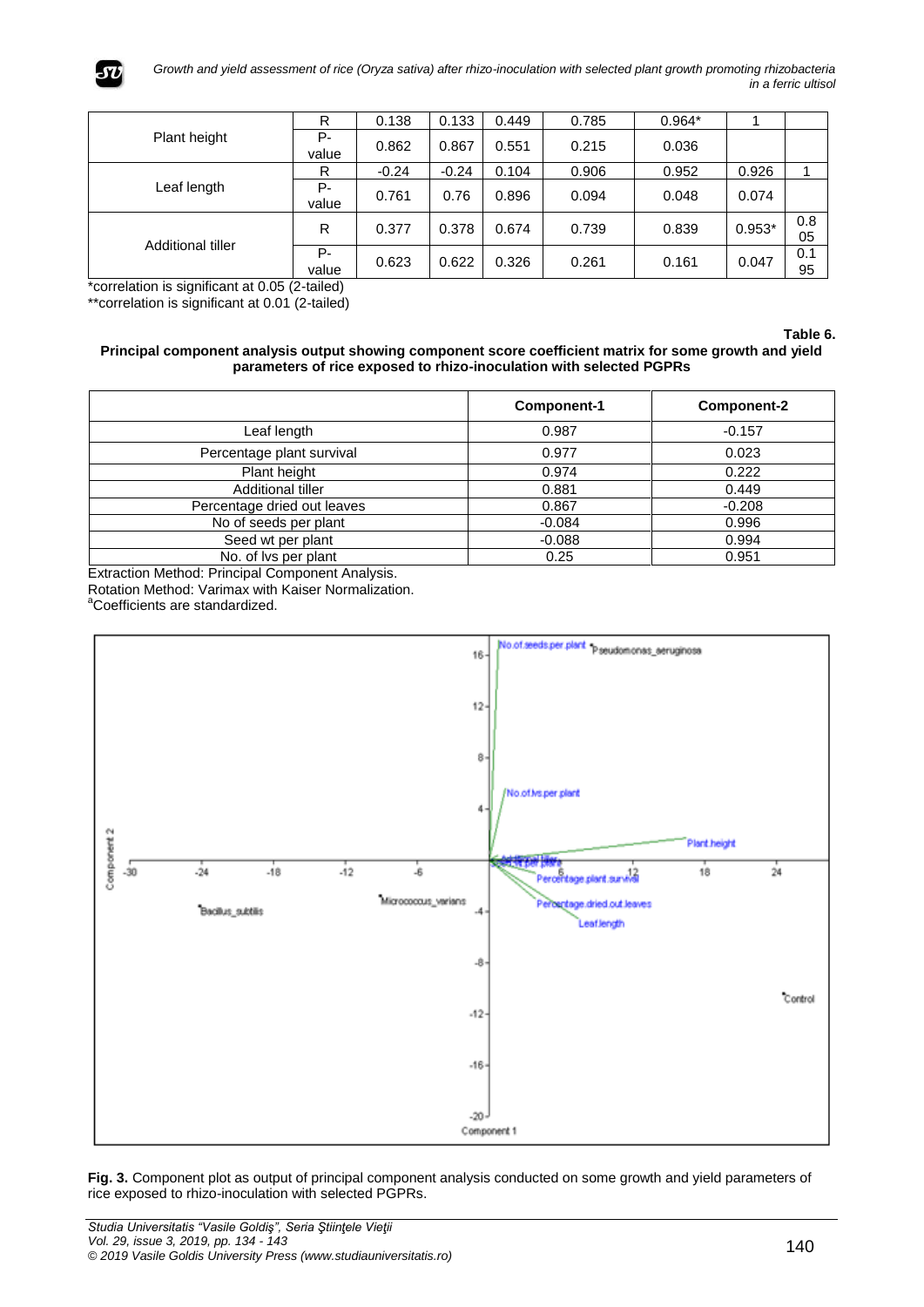| | | | | | | | | |
|---|---|---|---|---|---|---|---|---|
| Plant height | R | 0.138 | 0.133 | 0.449 | 0.785 | 0.964* | 1 | |
| | P-value | 0.862 | 0.867 | 0.551 | 0.215 | 0.036 | | |
| Leaf length | R | -0.24 | -0.24 | 0.104 | 0.906 | 0.952 | 0.926 | 1 |
| | P-value | 0.761 | 0.76 | 0.896 | 0.094 | 0.048 | 0.074 | |
| Additional tiller | R | 0.377 | 0.378 | 0.674 | 0.739 | 0.839 | 0.953* | 0.805 |
| | P-value | 0.623 | 0.622 | 0.326 | 0.261 | 0.161 | 0.047 | 0.195 |

*correlation is significant at 0.05 (2-tailed)

**correlation is significant at 0.01 (2-tailed)

**Table 6.**

**Principal component analysis output showing component score coefficient matrix for some growth and yield parameters of rice exposed to rhizo-inoculation with selected PGPRs**

| | Component-1 | Component-2 |
|---|---|---|
| Leaf length | 0.987 | -0.157 |
| Percentage plant survival | 0.977 | 0.023 |
| Plant height | 0.974 | 0.222 |
| Additional tiller | 0.881 | 0.449 |
| Percentage dried out leaves | 0.867 | -0.208 |
| No of seeds per plant | -0.084 | 0.996 |
| Seed wt per plant | -0.088 | 0.994 |
| No. of lvs per plant | 0.25 | 0.951 |

Extraction Method: Principal Component Analysis.

Rotation Method: Varimax with Kaiser Normalization.

[a]Coefficients are standardized.

**Fig. 3.** Component plot as output of principal component analysis conducted on some growth and yield parameters of rice exposed to rhizo-inoculation with selected PGPRs.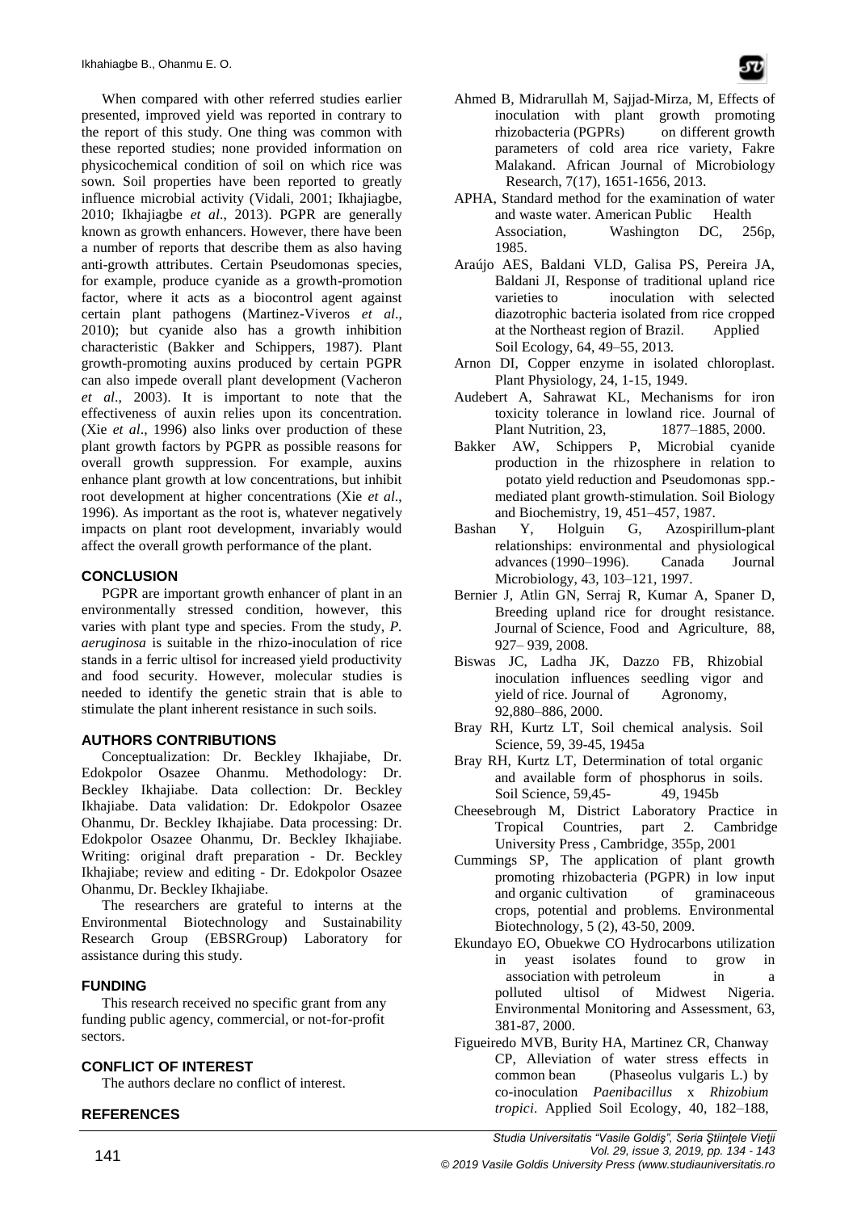When compared with other referred studies earlier presented, improved yield was reported in contrary to the report of this study. One thing was common with these reported studies; none provided information on physicochemical condition of soil on which rice was sown. Soil properties have been reported to greatly influence microbial activity (Vidali, 2001; Ikhajiagbe, 2010; Ikhajiagbe *et al*., 2013). PGPR are generally known as growth enhancers. However, there have been a number of reports that describe them as also having anti-growth attributes. Certain Pseudomonas species, for example, produce cyanide as a growth-promotion factor, where it acts as a biocontrol agent against certain plant pathogens (Martinez-Viveros *et al*., 2010); but cyanide also has a growth inhibition characteristic (Bakker and Schippers, 1987). Plant growth-promoting auxins produced by certain PGPR can also impede overall plant development (Vacheron *et al*., 2003). It is important to note that the effectiveness of auxin relies upon its concentration. (Xie *et al*., 1996) also links over production of these plant growth factors by PGPR as possible reasons for overall growth suppression. For example, auxins enhance plant growth at low concentrations, but inhibit root development at higher concentrations (Xie *et al*., 1996). As important as the root is, whatever negatively impacts on plant root development, invariably would affect the overall growth performance of the plant.

## CONCLUSION

PGPR are important growth enhancer of plant in an environmentally stressed condition, however, this varies with plant type and species. From the study, *P. aeruginosa* is suitable in the rhizo-inoculation of rice stands in a ferric ultisol for increased yield productivity and food security. However, molecular studies is needed to identify the genetic strain that is able to stimulate the plant inherent resistance in such soils.

## AUTHORS CONTRIBUTIONS

Conceptualization: Dr. Beckley Ikhajiabe, Dr. Edokpolor Osazee Ohanmu. Methodology: Dr. Beckley Ikhajiabe. Data collection: Dr. Beckley Ikhajiabe. Data validation: Dr. Edokpolor Osazee Ohanmu, Dr. Beckley Ikhajiabe. Data processing: Dr. Edokpolor Osazee Ohanmu, Dr. Beckley Ikhajiabe. Writing: original draft preparation - Dr. Beckley Ikhajiabe; review and editing - Dr. Edokpolor Osazee Ohanmu, Dr. Beckley Ikhajiabe.

The researchers are grateful to interns at the Environmental Biotechnology and Sustainability Research Group (EBSRGroup) Laboratory for assistance during this study.

## FUNDING

This research received no specific grant from any funding public agency, commercial, or not-for-profit sectors.

## CONFLICT OF INTEREST

The authors declare no conflict of interest.

## REFERENCES

Ahmed B, Midrarullah M, Sajjad-Mirza, M, Effects of inoculation with plant growth promoting rhizobacteria (PGPRs) on different growth parameters of cold area rice variety, Fakre Malakand. African Journal of Microbiology Research, 7(17), 1651-1656, 2013.

APHA, Standard method for the examination of water and waste water. American Public Health Association, Washington DC, 256p, 1985.

Araújo AES, Baldani VLD, Galisa PS, Pereira JA, Baldani JI, Response of traditional upland rice varieties to inoculation with selected diazotrophic bacteria isolated from rice cropped at the Northeast region of Brazil. Applied Soil Ecology, 64, 49–55, 2013.

Arnon DI, Copper enzyme in isolated chloroplast. Plant Physiology, 24, 1-15, 1949.

Audebert A, Sahrawat KL, Mechanisms for iron toxicity tolerance in lowland rice. Journal of Plant Nutrition, 23, 1877–1885, 2000.

Bakker AW, Schippers P, Microbial cyanide production in the rhizosphere in relation to potato yield reduction and Pseudomonas spp.-mediated plant growth-stimulation. Soil Biology and Biochemistry, 19, 451–457, 1987.

Bashan Y, Holguin G, Azospirillum-plant relationships: environmental and physiological advances (1990–1996). Canada Journal Microbiology, 43, 103–121, 1997.

Bernier J, Atlin GN, Serraj R, Kumar A, Spaner D, Breeding upland rice for drought resistance. Journal of Science, Food and Agriculture, 88, 927– 939, 2008.

Biswas JC, Ladha JK, Dazzo FB, Rhizobial inoculation influences seedling vigor and yield of rice. Journal of Agronomy, 92,880–886, 2000.

Bray RH, Kurtz LT, Soil chemical analysis. Soil Science, 59, 39-45, 1945a

Bray RH, Kurtz LT, Determination of total organic and available form of phosphorus in soils. Soil Science, 59,45- 49, 1945b

Cheesebrough M, District Laboratory Practice in Tropical Countries, part 2. Cambridge University Press , Cambridge, 355p, 2001

Cummings SP, The application of plant growth promoting rhizobacteria (PGPR) in low input and organic cultivation of graminaceous crops, potential and problems. Environmental Biotechnology, 5 (2), 43-50, 2009.

Ekundayo EO, Obuekwe CO Hydrocarbons utilization in yeast isolates found to grow in association with petroleum in a polluted ultisol of Midwest Nigeria. Environmental Monitoring and Assessment, 63, 381-87, 2000.

Figueiredo MVB, Burity HA, Martinez CR, Chanway CP, Alleviation of water stress effects in common bean (Phaseolus vulgaris L.) by co-inoculation *Paenibacillus* x *Rhizobium tropici*. Applied Soil Ecology, 40, 182–188,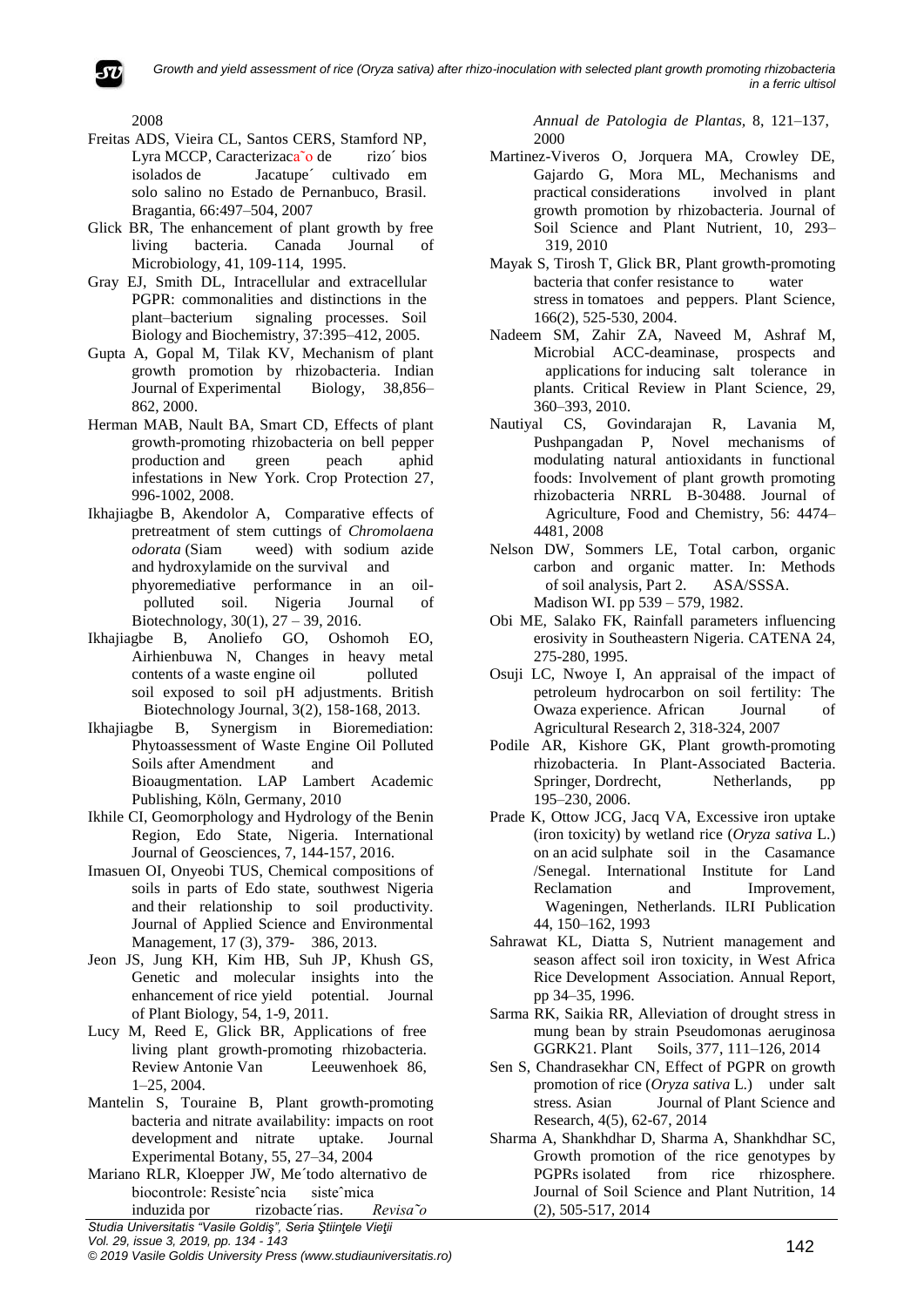2008

Freitas ADS, Vieira CL, Santos CERS, Stamford NP, Lyra MCCP, Caracterizaca˜o de rizo´ bios isolados de Jacatupe´ cultivado em solo salino no Estado de Pernanbuco, Brasil. Bragantia, 66:497–504, 2007

Glick BR, The enhancement of plant growth by free living bacteria. Canada Journal of Microbiology, 41, 109-114, 1995.

Gray EJ, Smith DL, Intracellular and extracellular PGPR: commonalities and distinctions in the plant–bacterium signaling processes. Soil Biology and Biochemistry, 37:395–412, 2005.

Gupta A, Gopal M, Tilak KV, Mechanism of plant growth promotion by rhizobacteria. Indian Journal of Experimental Biology, 38,856–862, 2000.

Herman MAB, Nault BA, Smart CD, Effects of plant growth-promoting rhizobacteria on bell pepper production and green peach aphid infestations in New York. Crop Protection 27, 996-1002, 2008.

Ikhajiagbe B, Akendolor A, Comparative effects of pretreatment of stem cuttings of *Chromolaena odorata* (Siam weed) with sodium azide and hydroxylamide on the survival and phyoremediative performance in an oil-polluted soil. Nigeria Journal of Biotechnology, 30(1), 27 – 39, 2016.

Ikhajiagbe B, Anoliefo GO, Oshomoh EO, Airhienbuwa N, Changes in heavy metal contents of a waste engine oil polluted soil exposed to soil pH adjustments. British Biotechnology Journal, 3(2), 158-168, 2013.

Ikhajiagbe B, Synergism in Bioremediation: Phytoassessment of Waste Engine Oil Polluted Soils after Amendment and Bioaugmentation. LAP Lambert Academic Publishing, Köln, Germany, 2010

Ikhile CI, Geomorphology and Hydrology of the Benin Region, Edo State, Nigeria. International Journal of Geosciences, 7, 144-157, 2016.

Imasuen OI, Onyeobi TUS, Chemical compositions of soils in parts of Edo state, southwest Nigeria and their relationship to soil productivity. Journal of Applied Science and Environmental Management, 17 (3), 379- 386, 2013.

Jeon JS, Jung KH, Kim HB, Suh JP, Khush GS, Genetic and molecular insights into the enhancement of rice yield potential. Journal of Plant Biology, 54, 1-9, 2011.

Lucy M, Reed E, Glick BR, Applications of free living plant growth-promoting rhizobacteria. Review Antonie Van Leeuwenhoek 86, 1–25, 2004.

Mantelin S, Touraine B, Plant growth-promoting bacteria and nitrate availability: impacts on root development and nitrate uptake. Journal Experimental Botany, 55, 27–34, 2004

Mariano RLR, Kloepper JW, Me´todo alternativo de biocontrole: Resiste˜ncia siste˜mica induzida por rizobacte´rias. *Revisa˜o Annual de Patologia de Plantas,* 8, 121–137, 2000

Martinez-Viveros O, Jorquera MA, Crowley DE, Gajardo G, Mora ML, Mechanisms and practical considerations involved in plant growth promotion by rhizobacteria. Journal of Soil Science and Plant Nutrient, 10, 293–319, 2010

Mayak S, Tirosh T, Glick BR, Plant growth-promoting bacteria that confer resistance to water stress in tomatoes and peppers. Plant Science, 166(2), 525-530, 2004.

Nadeem SM, Zahir ZA, Naveed M, Ashraf M, Microbial ACC-deaminase, prospects and applications for inducing salt tolerance in plants. Critical Review in Plant Science, 29, 360–393, 2010.

Nautiyal CS, Govindarajan R, Lavania M, Pushpangadan P, Novel mechanisms of modulating natural antioxidants in functional foods: Involvement of plant growth promoting rhizobacteria NRRL B-30488. Journal of Agriculture, Food and Chemistry, 56: 4474–4481, 2008

Nelson DW, Sommers LE, Total carbon, organic carbon and organic matter. In: Methods of soil analysis, Part 2. ASA/SSSA. Madison WI. pp 539 – 579, 1982.

Obi ME, Salako FK, Rainfall parameters influencing erosivity in Southeastern Nigeria. CATENA 24, 275-280, 1995.

Osuji LC, Nwoye I, An appraisal of the impact of petroleum hydrocarbon on soil fertility: The Owaza experience. African Journal of Agricultural Research 2, 318-324, 2007

Podile AR, Kishore GK, Plant growth-promoting rhizobacteria. In Plant-Associated Bacteria. Springer, Dordrecht, Netherlands, pp 195–230, 2006.

Prade K, Ottow JCG, Jacq VA, Excessive iron uptake (iron toxicity) by wetland rice (*Oryza sativa* L.) on an acid sulphate soil in the Casamance /Senegal. International Institute for Land Reclamation and Improvement, Wageningen, Netherlands. ILRI Publication 44, 150–162, 1993

Sahrawat KL, Diatta S, Nutrient management and season affect soil iron toxicity, in West Africa Rice Development Association. Annual Report, pp 34–35, 1996.

Sarma RK, Saikia RR, Alleviation of drought stress in mung bean by strain Pseudomonas aeruginosa GGRK21. Plant Soils, 377, 111–126, 2014

Sen S, Chandrasekhar CN, Effect of PGPR on growth promotion of rice (*Oryza sativa* L.) under salt stress. Asian Journal of Plant Science and Research, 4(5), 62-67, 2014

Sharma A, Shankhdhar D, Sharma A, Shankhdhar SC, Growth promotion of the rice genotypes by PGPRs isolated from rice rhizosphere. Journal of Soil Science and Plant Nutrition, 14 (2), 505-517, 2014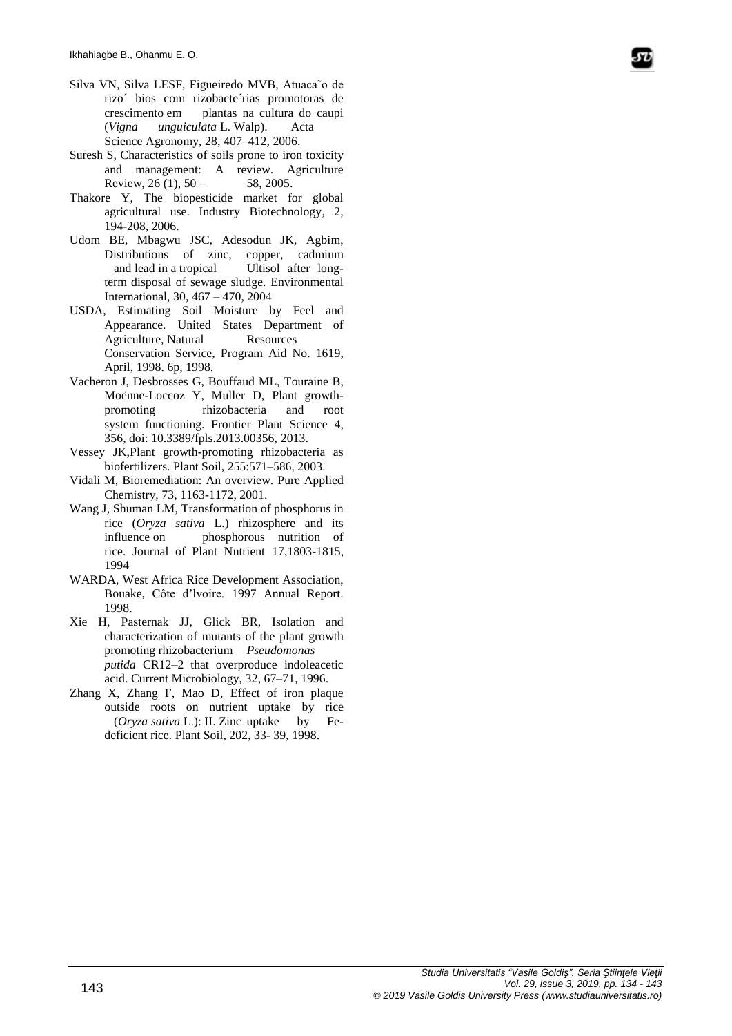Silva VN, Silva LESF, Figueiredo MVB, Atuacaˆo de rizo´ bios com rizobacte´rias promotoras de crescimento em plantas na cultura do caupi (*Vigna unguiculata* L. Walp). Acta Science Agronomy, 28, 407–412, 2006.

Suresh S, Characteristics of soils prone to iron toxicity and management: A review. Agriculture Review, 26 (1), 50 – 58, 2005.

Thakore Y, The biopesticide market for global agricultural use. Industry Biotechnology, 2, 194-208, 2006.

Udom BE, Mbagwu JSC, Adesodun JK, Agbim, Distributions of zinc, copper, cadmium and lead in a tropical Ultisol after long-term disposal of sewage sludge. Environmental International, 30, 467 – 470, 2004

USDA, Estimating Soil Moisture by Feel and Appearance. United States Department of Agriculture, Natural Resources Conservation Service, Program Aid No. 1619, April, 1998. 6p, 1998.

Vacheron J, Desbrosses G, Bouffaud ML, Touraine B, Moënne-Loccoz Y, Muller D, Plant growth-promoting rhizobacteria and root system functioning. Frontier Plant Science 4, 356, doi: 10.3389/fpls.2013.00356, 2013.

Vessey JK,Plant growth-promoting rhizobacteria as biofertilizers. Plant Soil, 255:571–586, 2003.

Vidali M, Bioremediation: An overview. Pure Applied Chemistry, 73, 1163-1172, 2001.

Wang J, Shuman LM, Transformation of phosphorus in rice (*Oryza sativa* L.) rhizosphere and its influence on phosphorous nutrition of rice. Journal of Plant Nutrient 17,1803-1815, 1994

WARDA, West Africa Rice Development Association, Bouake, Côte d'lvoire. 1997 Annual Report. 1998.

Xie H, Pasternak JJ, Glick BR, Isolation and characterization of mutants of the plant growth promoting rhizobacterium *Pseudomonas putida* CR12–2 that overproduce indoleacetic acid. Current Microbiology, 32, 67–71, 1996.

Zhang X, Zhang F, Mao D, Effect of iron plaque outside roots on nutrient uptake by rice (*Oryza sativa* L.): II. Zinc uptake by Fe-deficient rice. Plant Soil, 202, 33- 39, 1998.